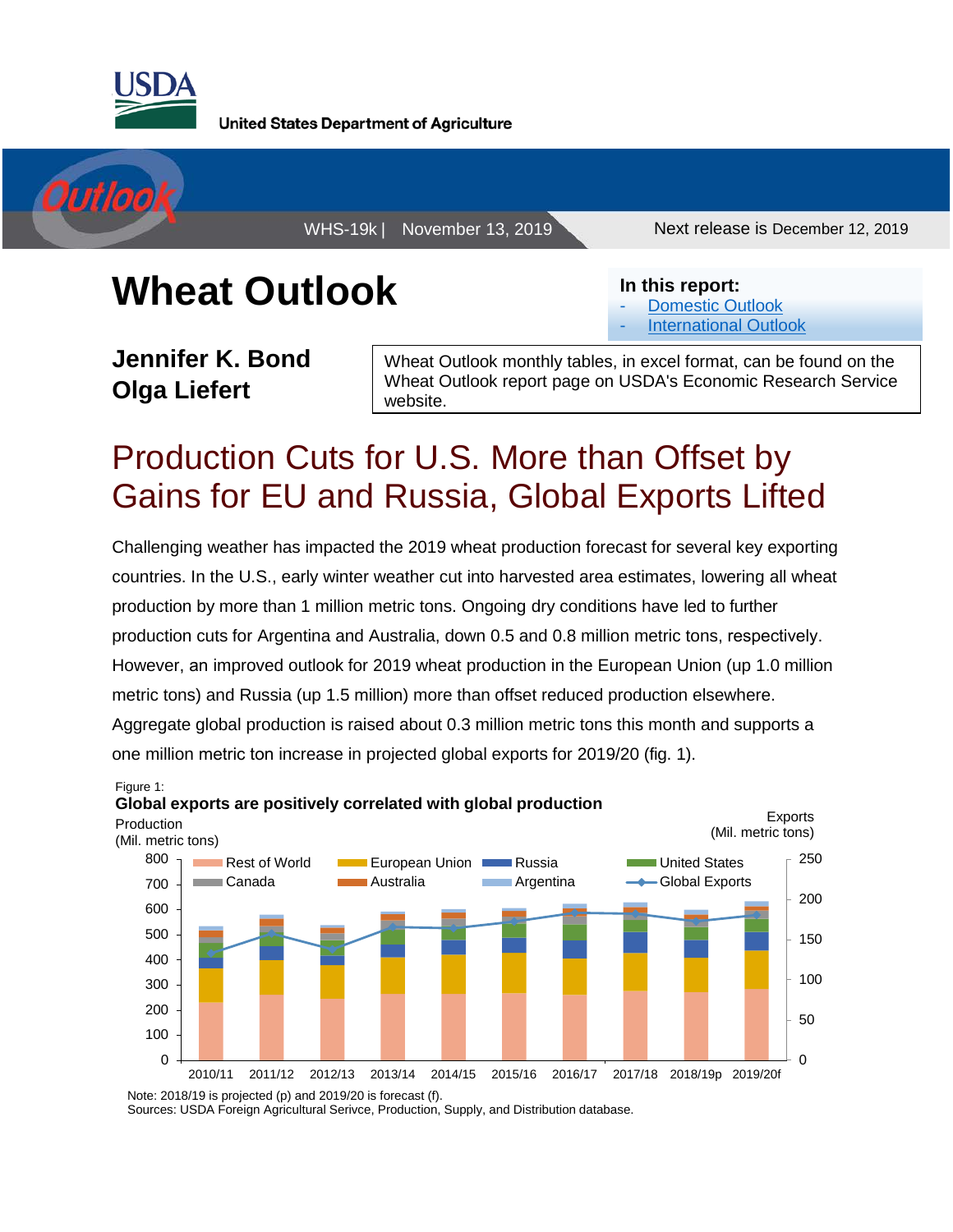United States Department of Agriculture

WHS-19k | November 13, 2019 | Next release is December 12, 2019

# Wheat Outlook

**In this report:**
- Domestic Outlook
- International Outlook

**Jennifer K. Bond**
**Olga Liefert**

Wheat Outlook monthly tables, in excel format, can be found on the Wheat Outlook report page on USDA's Economic Research Service website.

## Production Cuts for U.S. More than Offset by Gains for EU and Russia, Global Exports Lifted

Challenging weather has impacted the 2019 wheat production forecast for several key exporting countries. In the U.S., early winter weather cut into harvested area estimates, lowering all wheat production by more than 1 million metric tons. Ongoing dry conditions have led to further production cuts for Argentina and Australia, down 0.5 and 0.8 million metric tons, respectively. However, an improved outlook for 2019 wheat production in the European Union (up 1.0 million metric tons) and Russia (up 1.5 million) more than offset reduced production elsewhere. Aggregate global production is raised about 0.3 million metric tons this month and supports a one million metric ton increase in projected global exports for 2019/20 (fig. 1).

Figure 1:
**Global exports are positively correlated with global production**

Note: 2018/19 is projected (p) and 2019/20 is forecast (f).
Sources: USDA Foreign Agricultural Serivce, Production, Supply, and Distribution database.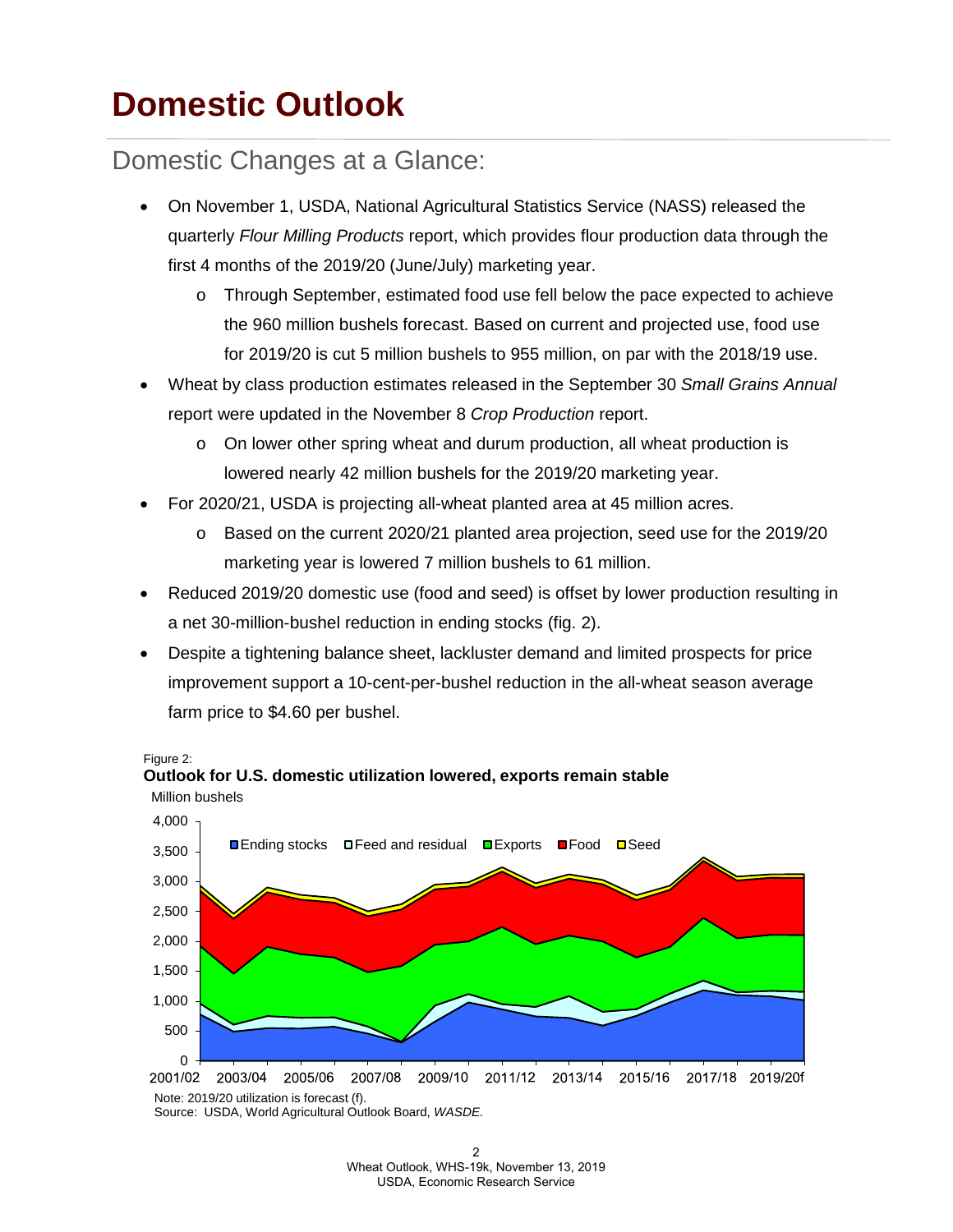# Domestic Outlook

## Domestic Changes at a Glance:

- On November 1, USDA, National Agricultural Statistics Service (NASS) released the quarterly *Flour Milling Products* report, which provides flour production data through the first 4 months of the 2019/20 (June/July) marketing year.
  - Through September, estimated food use fell below the pace expected to achieve the 960 million bushels forecast. Based on current and projected use, food use for 2019/20 is cut 5 million bushels to 955 million, on par with the 2018/19 use.
- Wheat by class production estimates released in the September 30 *Small Grains Annual* report were updated in the November 8 *Crop Production* report.
  - On lower other spring wheat and durum production, all wheat production is lowered nearly 42 million bushels for the 2019/20 marketing year.
- For 2020/21, USDA is projecting all-wheat planted area at 45 million acres.
  - Based on the current 2020/21 planted area projection, seed use for the 2019/20 marketing year is lowered 7 million bushels to 61 million.
- Reduced 2019/20 domestic use (food and seed) is offset by lower production resulting in a net 30-million-bushel reduction in ending stocks (fig. 2).
- Despite a tightening balance sheet, lackluster demand and limited prospects for price improvement support a 10-cent-per-bushel reduction in the all-wheat season average farm price to $4.60 per bushel.

Figure 2:
**Outlook for U.S. domestic utilization lowered, exports remain stable**

Million bushels

Legend: Ending stocks, Feed and residual, Exports, Food, Seed

Note: 2019/20 utilization is forecast (f).
Source: USDA, World Agricultural Outlook Board, *WASDE*.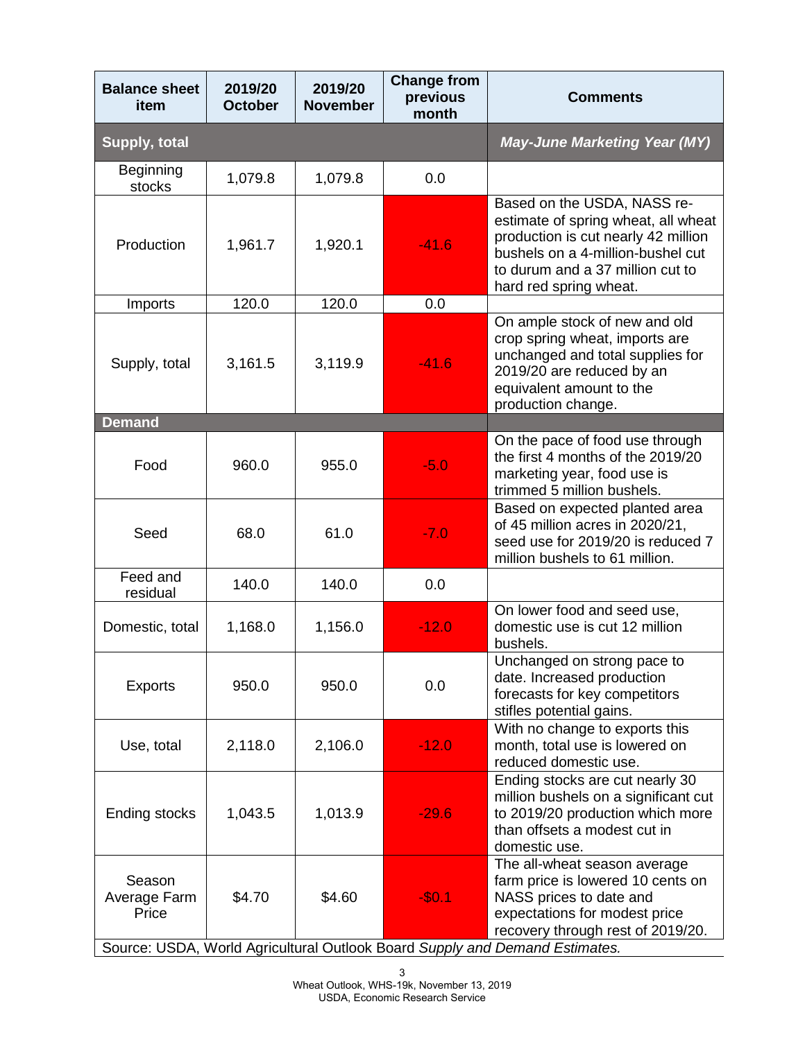| Balance sheet item | 2019/20 October | 2019/20 November | Change from previous month | Comments |
|---|---|---|---|---|
| **Supply, total** | | | | ***May-June Marketing Year (MY)*** |
| Beginning stocks | 1,079.8 | 1,079.8 | 0.0 | |
| Production | 1,961.7 | 1,920.1 | -41.6 | Based on the USDA, NASS re-estimate of spring wheat, all wheat production is cut nearly 42 million bushels on a 4-million-bushel cut to durum and a 37 million cut to hard red spring wheat. |
| Imports | 120.0 | 120.0 | 0.0 | |
| Supply, total | 3,161.5 | 3,119.9 | -41.6 | On ample stock of new and old crop spring wheat, imports are unchanged and total supplies for 2019/20 are reduced by an equivalent amount to the production change. |
| **Demand** | | | | |
| Food | 960.0 | 955.0 | -5.0 | On the pace of food use through the first 4 months of the 2019/20 marketing year, food use is trimmed 5 million bushels. |
| Seed | 68.0 | 61.0 | -7.0 | Based on expected planted area of 45 million acres in 2020/21, seed use for 2019/20 is reduced 7 million bushels to 61 million. |
| Feed and residual | 140.0 | 140.0 | 0.0 | |
| Domestic, total | 1,168.0 | 1,156.0 | -12.0 | On lower food and seed use, domestic use is cut 12 million bushels. |
| Exports | 950.0 | 950.0 | 0.0 | Unchanged on strong pace to date. Increased production forecasts for key competitors stifles potential gains. |
| Use, total | 2,118.0 | 2,106.0 | -12.0 | With no change to exports this month, total use is lowered on reduced domestic use. |
| Ending stocks | 1,043.5 | 1,013.9 | -29.6 | Ending stocks are cut nearly 30 million bushels on a significant cut to 2019/20 production which more than offsets a modest cut in domestic use. |
| Season Average Farm Price | $4.70 | $4.60 | -$0.1 | The all-wheat season average farm price is lowered 10 cents on NASS prices to date and expectations for modest price recovery through rest of 2019/20. |

Source: USDA, World Agricultural Outlook Board *Supply and Demand Estimates.*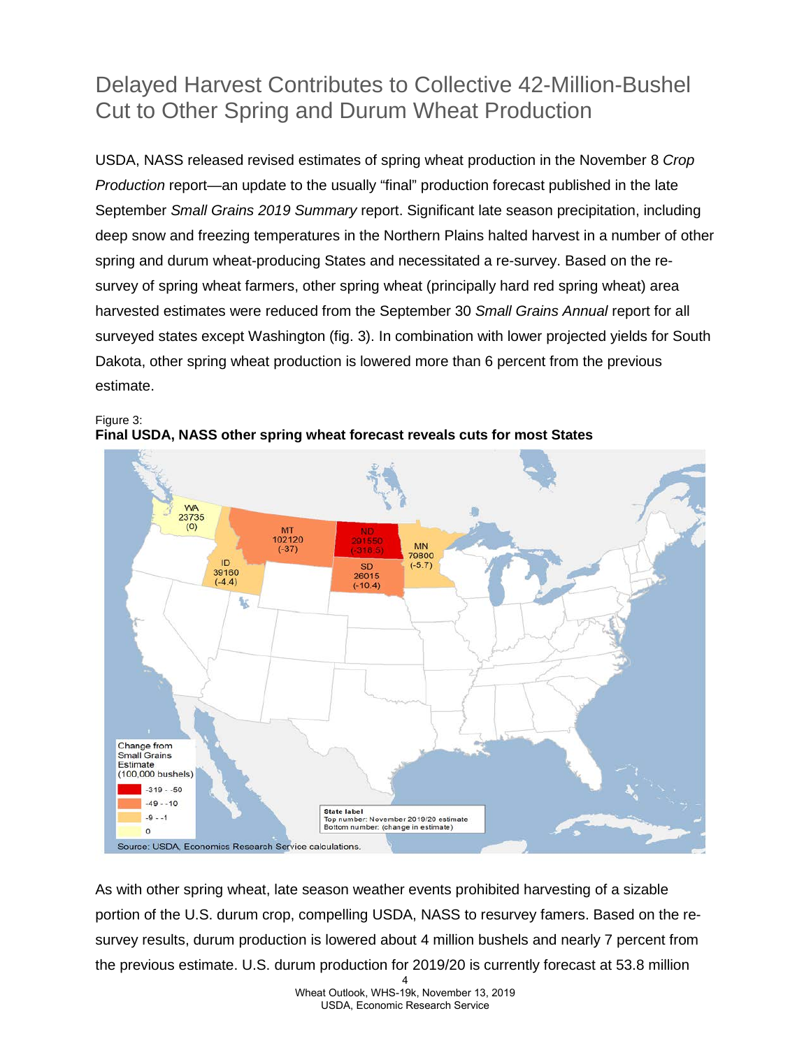# Delayed Harvest Contributes to Collective 42-Million-Bushel Cut to Other Spring and Durum Wheat Production

USDA, NASS released revised estimates of spring wheat production in the November 8 *Crop Production* report—an update to the usually "final" production forecast published in the late September *Small Grains 2019 Summary* report. Significant late season precipitation, including deep snow and freezing temperatures in the Northern Plains halted harvest in a number of other spring and durum wheat-producing States and necessitated a re-survey. Based on the re-survey of spring wheat farmers, other spring wheat (principally hard red spring wheat) area harvested estimates were reduced from the September 30 *Small Grains Annual* report for all surveyed states except Washington (fig. 3). In combination with lower projected yields for South Dakota, other spring wheat production is lowered more than 6 percent from the previous estimate.

Figure 3:
**Final USDA, NASS other spring wheat forecast reveals cuts for most States**

| State | November 2019/20 estimate | Change in estimate |
|---|---|---|
| WA | 23735 | (0) |
| MT | 102120 | (-37) |
| ND | 201550 | (-316.5) |
| MN | 70800 | (-5.7) |
| ID | 39160 | (-4.4) |
| SD | 26015 | (-10.4) |

Change from Small Grains Estimate (100,000 bushels): -319 - -50; -49 - -10; -9 - -1; 0

State label: Top number: November 2019/20 estimate; Bottom number: (change in estimate)

Source: USDA, Economics Research Service calculations.

As with other spring wheat, late season weather events prohibited harvesting of a sizable portion of the U.S. durum crop, compelling USDA, NASS to resurvey famers. Based on the re-survey results, durum production is lowered about 4 million bushels and nearly 7 percent from the previous estimate. U.S. durum production for 2019/20 is currently forecast at 53.8 million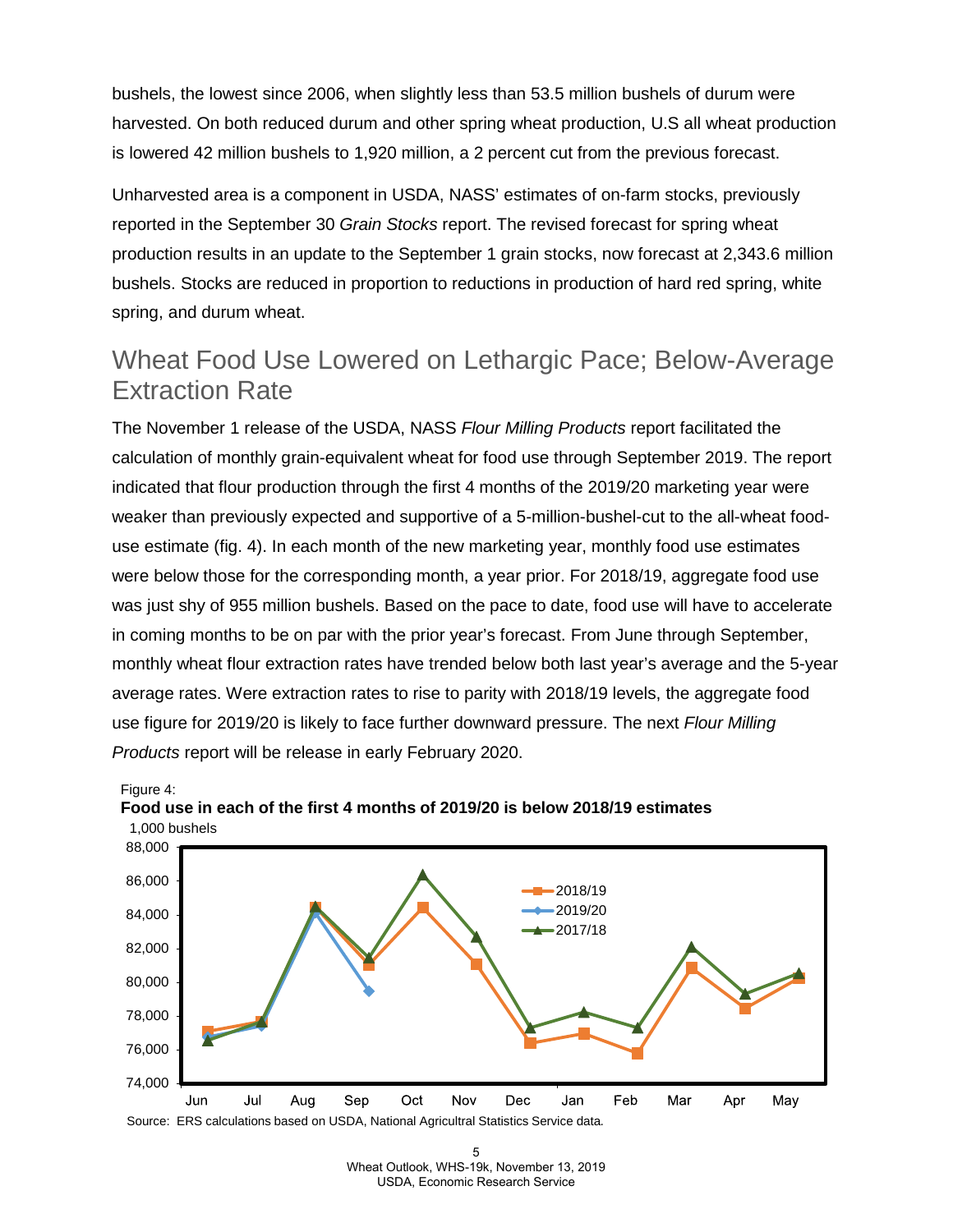bushels, the lowest since 2006, when slightly less than 53.5 million bushels of durum were harvested. On both reduced durum and other spring wheat production, U.S all wheat production is lowered 42 million bushels to 1,920 million, a 2 percent cut from the previous forecast.

Unharvested area is a component in USDA, NASS' estimates of on-farm stocks, previously reported in the September 30 *Grain Stocks* report. The revised forecast for spring wheat production results in an update to the September 1 grain stocks, now forecast at 2,343.6 million bushels. Stocks are reduced in proportion to reductions in production of hard red spring, white spring, and durum wheat.

## Wheat Food Use Lowered on Lethargic Pace; Below-Average Extraction Rate

The November 1 release of the USDA, NASS *Flour Milling Products* report facilitated the calculation of monthly grain-equivalent wheat for food use through September 2019. The report indicated that flour production through the first 4 months of the 2019/20 marketing year were weaker than previously expected and supportive of a 5-million-bushel-cut to the all-wheat food-use estimate (fig. 4). In each month of the new marketing year, monthly food use estimates were below those for the corresponding month, a year prior. For 2018/19, aggregate food use was just shy of 955 million bushels. Based on the pace to date, food use will have to accelerate in coming months to be on par with the prior year's forecast. From June through September, monthly wheat flour extraction rates have trended below both last year's average and the 5-year average rates. Were extraction rates to rise to parity with 2018/19 levels, the aggregate food use figure for 2019/20 is likely to face further downward pressure. The next *Flour Milling Products* report will be release in early February 2020.

Figure 4:
**Food use in each of the first 4 months of 2019/20 is below 2018/19 estimates**

Source: ERS calculations based on USDA, National Agricultral Statistics Service data.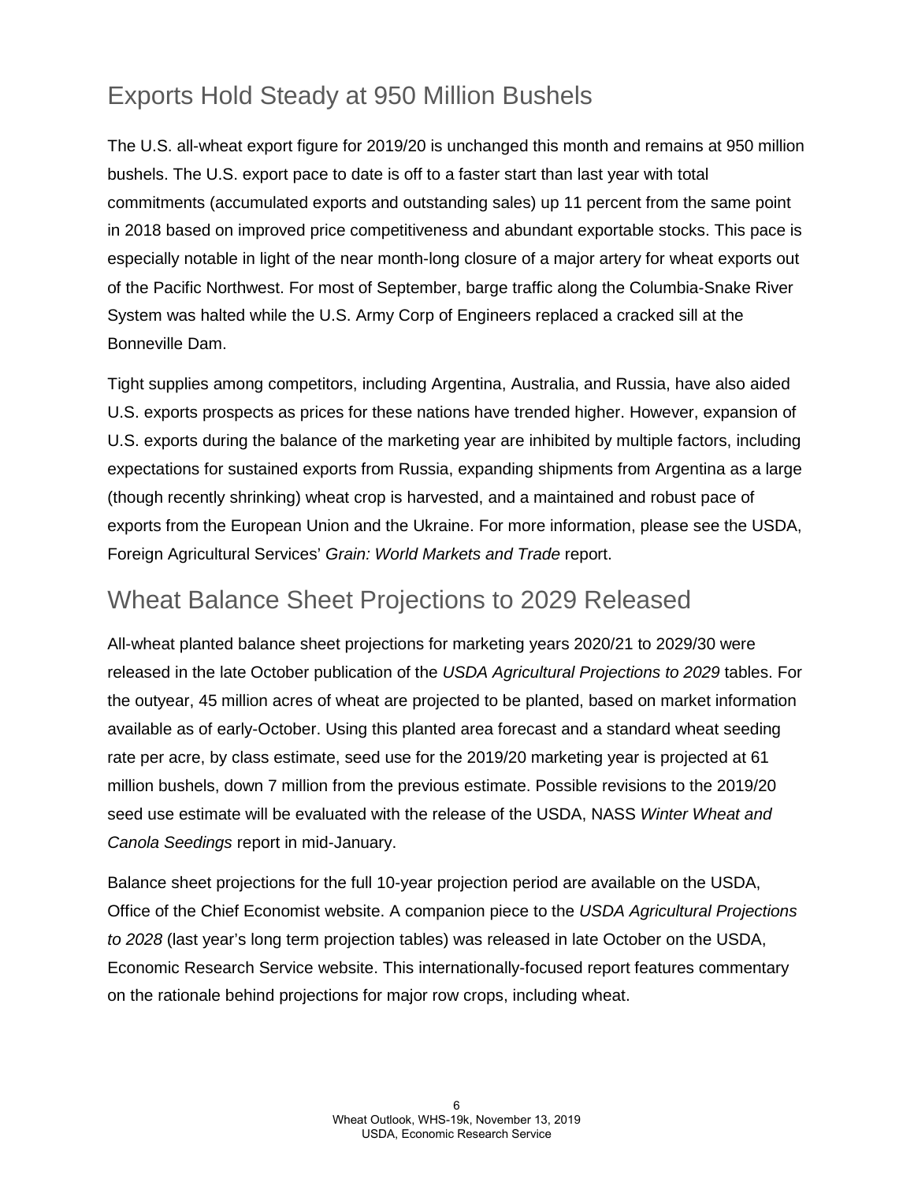## Exports Hold Steady at 950 Million Bushels

The U.S. all-wheat export figure for 2019/20 is unchanged this month and remains at 950 million bushels. The U.S. export pace to date is off to a faster start than last year with total commitments (accumulated exports and outstanding sales) up 11 percent from the same point in 2018 based on improved price competitiveness and abundant exportable stocks. This pace is especially notable in light of the near month-long closure of a major artery for wheat exports out of the Pacific Northwest. For most of September, barge traffic along the Columbia-Snake River System was halted while the U.S. Army Corp of Engineers replaced a cracked sill at the Bonneville Dam.

Tight supplies among competitors, including Argentina, Australia, and Russia, have also aided U.S. exports prospects as prices for these nations have trended higher. However, expansion of U.S. exports during the balance of the marketing year are inhibited by multiple factors, including expectations for sustained exports from Russia, expanding shipments from Argentina as a large (though recently shrinking) wheat crop is harvested, and a maintained and robust pace of exports from the European Union and the Ukraine. For more information, please see the USDA, Foreign Agricultural Services' *Grain: World Markets and Trade* report.

## Wheat Balance Sheet Projections to 2029 Released

All-wheat planted balance sheet projections for marketing years 2020/21 to 2029/30 were released in the late October publication of the *USDA Agricultural Projections to 2029* tables. For the outyear, 45 million acres of wheat are projected to be planted, based on market information available as of early-October. Using this planted area forecast and a standard wheat seeding rate per acre, by class estimate, seed use for the 2019/20 marketing year is projected at 61 million bushels, down 7 million from the previous estimate. Possible revisions to the 2019/20 seed use estimate will be evaluated with the release of the USDA, NASS *Winter Wheat and Canola Seedings* report in mid-January.

Balance sheet projections for the full 10-year projection period are available on the USDA, Office of the Chief Economist website. A companion piece to the *USDA Agricultural Projections to 2028* (last year's long term projection tables) was released in late October on the USDA, Economic Research Service website. This internationally-focused report features commentary on the rationale behind projections for major row crops, including wheat.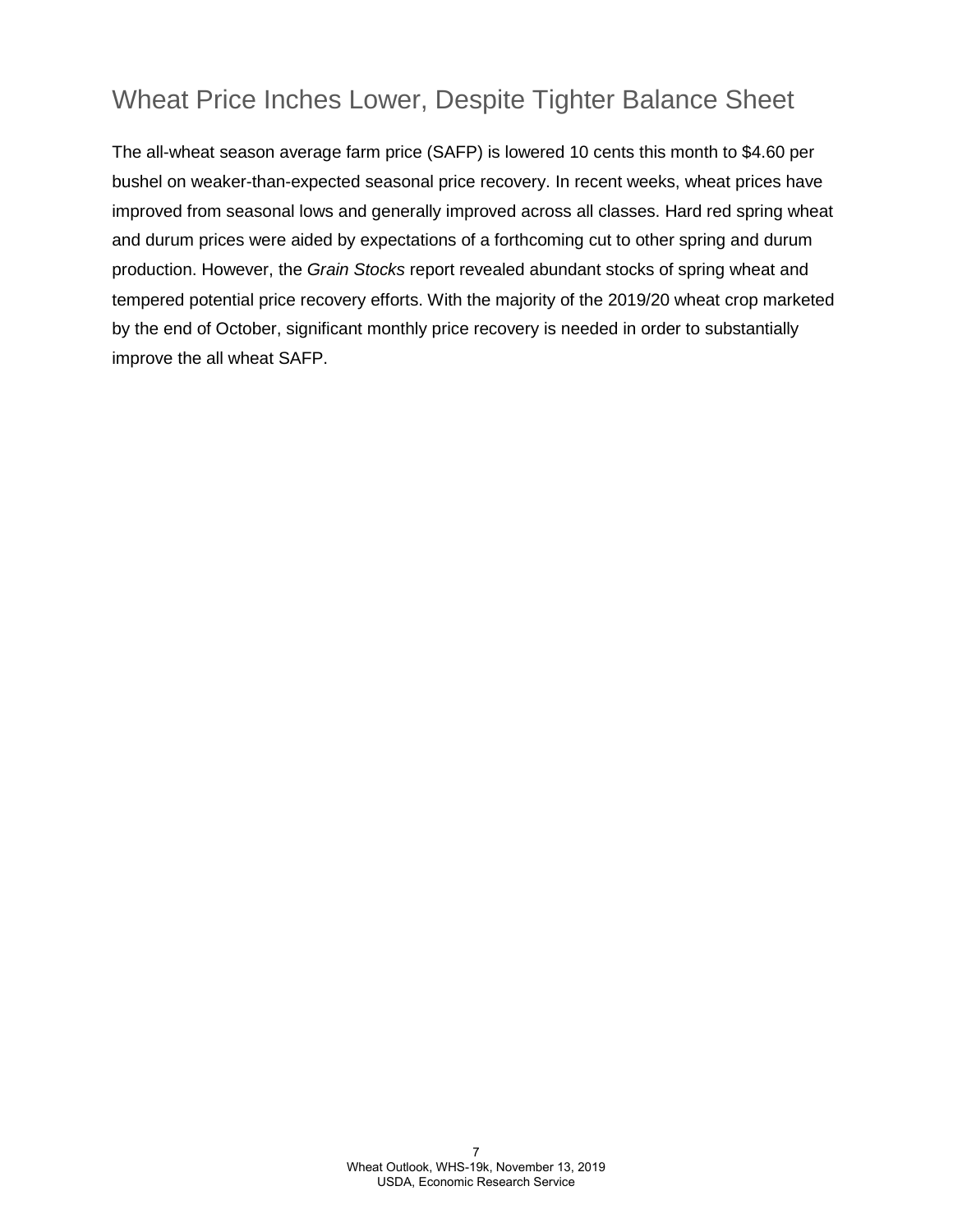## Wheat Price Inches Lower, Despite Tighter Balance Sheet

The all-wheat season average farm price (SAFP) is lowered 10 cents this month to $4.60 per bushel on weaker-than-expected seasonal price recovery. In recent weeks, wheat prices have improved from seasonal lows and generally improved across all classes. Hard red spring wheat and durum prices were aided by expectations of a forthcoming cut to other spring and durum production. However, the *Grain Stocks* report revealed abundant stocks of spring wheat and tempered potential price recovery efforts. With the majority of the 2019/20 wheat crop marketed by the end of October, significant monthly price recovery is needed in order to substantially improve the all wheat SAFP.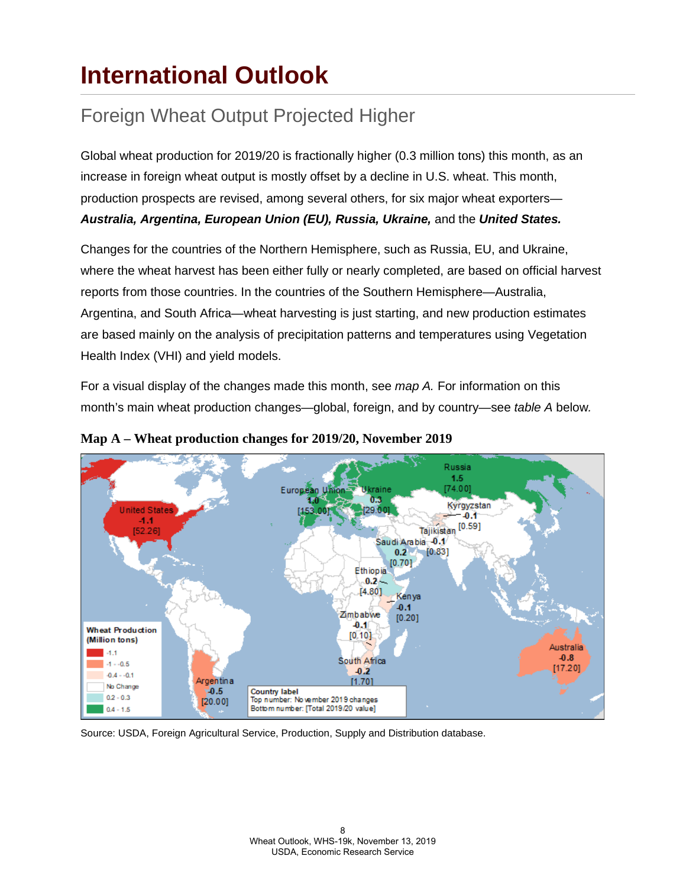# International Outlook

## Foreign Wheat Output Projected Higher

Global wheat production for 2019/20 is fractionally higher (0.3 million tons) this month, as an increase in foreign wheat output is mostly offset by a decline in U.S. wheat. This month, production prospects are revised, among several others, for six major wheat exporters—***Australia, Argentina, European Union (EU), Russia, Ukraine,*** and the ***United States.***

Changes for the countries of the Northern Hemisphere, such as Russia, EU, and Ukraine, where the wheat harvest has been either fully or nearly completed, are based on official harvest reports from those countries. In the countries of the Southern Hemisphere—Australia, Argentina, and South Africa—wheat harvesting is just starting, and new production estimates are based mainly on the analysis of precipitation patterns and temperatures using Vegetation Health Index (VHI) and yield models.

For a visual display of the changes made this month, see *map A.* For information on this month's main wheat production changes—global, foreign, and by country—see *table A* below.

**Map A – Wheat production changes for 2019/20, November 2019**

Source: USDA, Foreign Agricultural Service, Production, Supply and Distribution database.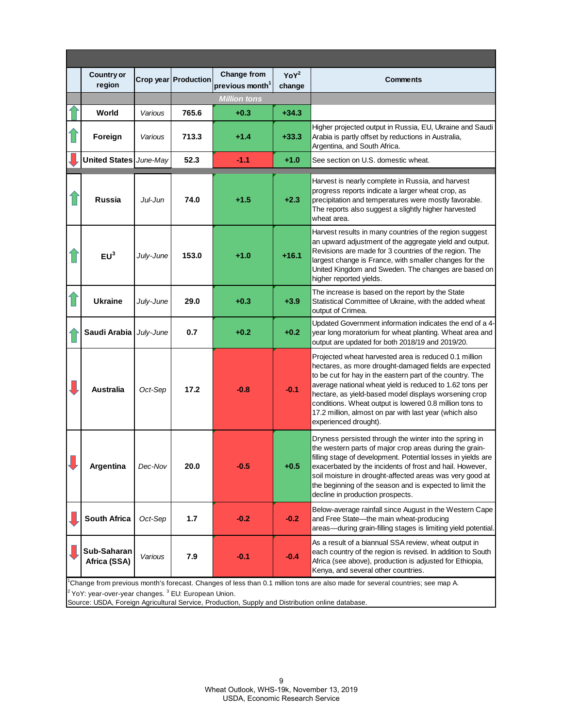| | Country or region | Crop year | Production | Change from previous month[1] | YoY[2] change | Comments |
|---|---|---|---|---|---|---|
| | | | *Million tons* | | | |
| ↑ | **World** | *Various* | **765.6** | **+0.3** | **+34.3** | |
| ↑ | **Foreign** | *Various* | **713.3** | **+1.4** | **+33.3** | Higher projected output in Russia, EU, Ukraine and Saudi Arabia is partly offset by reductions in Australia, Argentina, and South Africa. |
| ↓ | **United States** | *June-May* | **52.3** | **-1.1** | **+1.0** | See section on U.S. domestic wheat. |
| ↑ | **Russia** | *Jul-Jun* | **74.0** | **+1.5** | **+2.3** | Harvest is nearly complete in Russia, and harvest progress reports indicate a larger wheat crop, as precipitation and temperatures were mostly favorable. The reports also suggest a slightly higher harvested wheat area. |
| ↑ | **EU[3]** | *July-June* | **153.0** | **+1.0** | **+16.1** | Harvest results in many countries of the region suggest an upward adjustment of the aggregate yield and output. Revisions are made for 3 countries of the region. The largest change is France, with smaller changes for the United Kingdom and Sweden. The changes are based on higher reported yields. |
| ↑ | **Ukraine** | *July-June* | **29.0** | **+0.3** | **+3.9** | The increase is based on the report by the State Statistical Committee of Ukraine, with the added wheat output of Crimea. |
| ↑ | **Saudi Arabia** | *July-June* | **0.7** | **+0.2** | **+0.2** | Updated Government information indicates the end of a 4-year long moratorium for wheat planting. Wheat area and output are updated for both 2018/19 and 2019/20. |
| ↓ | **Australia** | *Oct-Sep* | **17.2** | **-0.8** | **-0.1** | Projected wheat harvested area is reduced 0.1 million hectares, as more drought-damaged fields are expected to be cut for hay in the eastern part of the country. The average national wheat yield is reduced to 1.62 tons per hectare, as yield-based model displays worsening crop conditions. Wheat output is lowered 0.8 million tons to 17.2 million, almost on par with last year (which also experienced drought). |
| ↓ | **Argentina** | *Dec-Nov* | **20.0** | **-0.5** | **+0.5** | Dryness persisted through the winter into the spring in the western parts of major crop areas during the grain-filling stage of development. Potential losses in yields are exacerbated by the incidents of frost and hail. However, soil moisture in drought-affected areas was very good at the beginning of the season and is expected to limit the decline in production prospects. |
| ↓ | **South Africa** | *Oct-Sep* | **1.7** | **-0.2** | **-0.2** | Below-average rainfall since August in the Western Cape and Free State—the main wheat-producing areas—during grain-filling stages is limiting yield potential. |
| ↓ | **Sub-Saharan Africa (SSA)** | *Various* | **7.9** | **-0.1** | **-0.4** | As a result of a biannual SSA review, wheat output in each country of the region is revised. In addition to South Africa (see above), production is adjusted for Ethiopia, Kenya, and several other countries. |

[1]Change from previous month's forecast. Changes of less than 0.1 million tons are also made for several countries; see map A.
[2] YoY: year-over-year changes. [3] EU: European Union.
Source: USDA, Foreign Agricultural Service, Production, Supply and Distribution online database.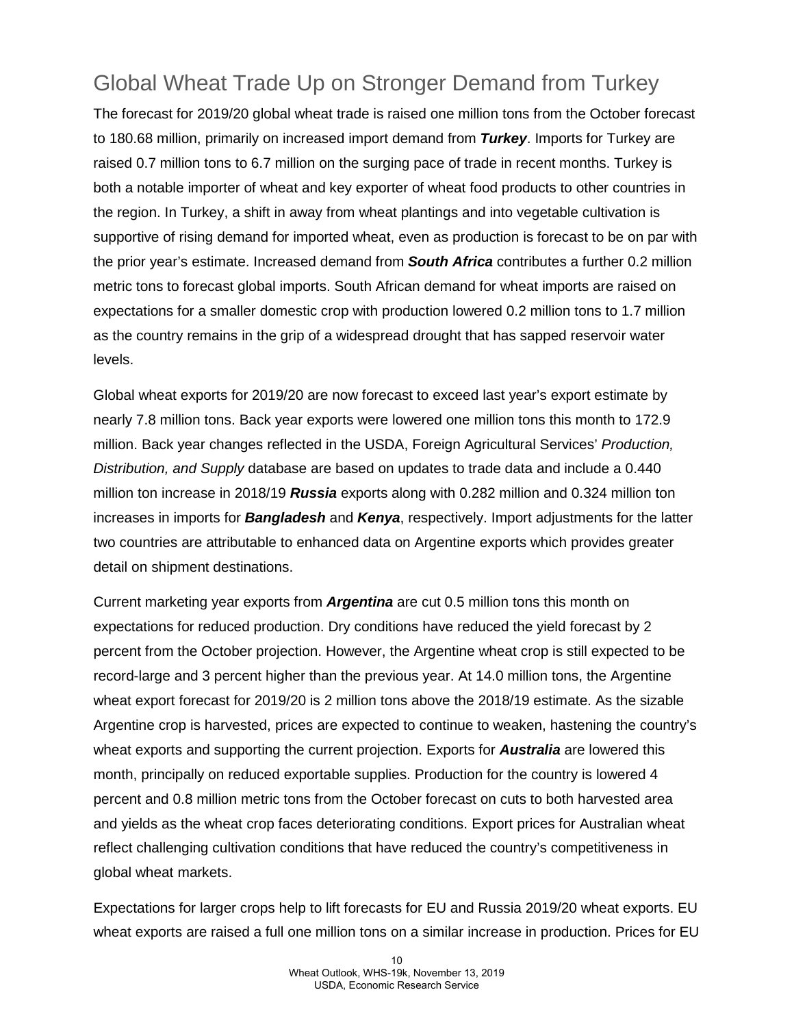## Global Wheat Trade Up on Stronger Demand from Turkey

The forecast for 2019/20 global wheat trade is raised one million tons from the October forecast to 180.68 million, primarily on increased import demand from ***Turkey***. Imports for Turkey are raised 0.7 million tons to 6.7 million on the surging pace of trade in recent months. Turkey is both a notable importer of wheat and key exporter of wheat food products to other countries in the region. In Turkey, a shift in away from wheat plantings and into vegetable cultivation is supportive of rising demand for imported wheat, even as production is forecast to be on par with the prior year's estimate. Increased demand from ***South Africa*** contributes a further 0.2 million metric tons to forecast global imports. South African demand for wheat imports are raised on expectations for a smaller domestic crop with production lowered 0.2 million tons to 1.7 million as the country remains in the grip of a widespread drought that has sapped reservoir water levels.

Global wheat exports for 2019/20 are now forecast to exceed last year's export estimate by nearly 7.8 million tons. Back year exports were lowered one million tons this month to 172.9 million. Back year changes reflected in the USDA, Foreign Agricultural Services' *Production, Distribution, and Supply* database are based on updates to trade data and include a 0.440 million ton increase in 2018/19 ***Russia*** exports along with 0.282 million and 0.324 million ton increases in imports for ***Bangladesh*** and ***Kenya***, respectively. Import adjustments for the latter two countries are attributable to enhanced data on Argentine exports which provides greater detail on shipment destinations.

Current marketing year exports from ***Argentina*** are cut 0.5 million tons this month on expectations for reduced production. Dry conditions have reduced the yield forecast by 2 percent from the October projection. However, the Argentine wheat crop is still expected to be record-large and 3 percent higher than the previous year. At 14.0 million tons, the Argentine wheat export forecast for 2019/20 is 2 million tons above the 2018/19 estimate. As the sizable Argentine crop is harvested, prices are expected to continue to weaken, hastening the country's wheat exports and supporting the current projection. Exports for ***Australia*** are lowered this month, principally on reduced exportable supplies. Production for the country is lowered 4 percent and 0.8 million metric tons from the October forecast on cuts to both harvested area and yields as the wheat crop faces deteriorating conditions. Export prices for Australian wheat reflect challenging cultivation conditions that have reduced the country's competitiveness in global wheat markets.

Expectations for larger crops help to lift forecasts for EU and Russia 2019/20 wheat exports. EU wheat exports are raised a full one million tons on a similar increase in production. Prices for EU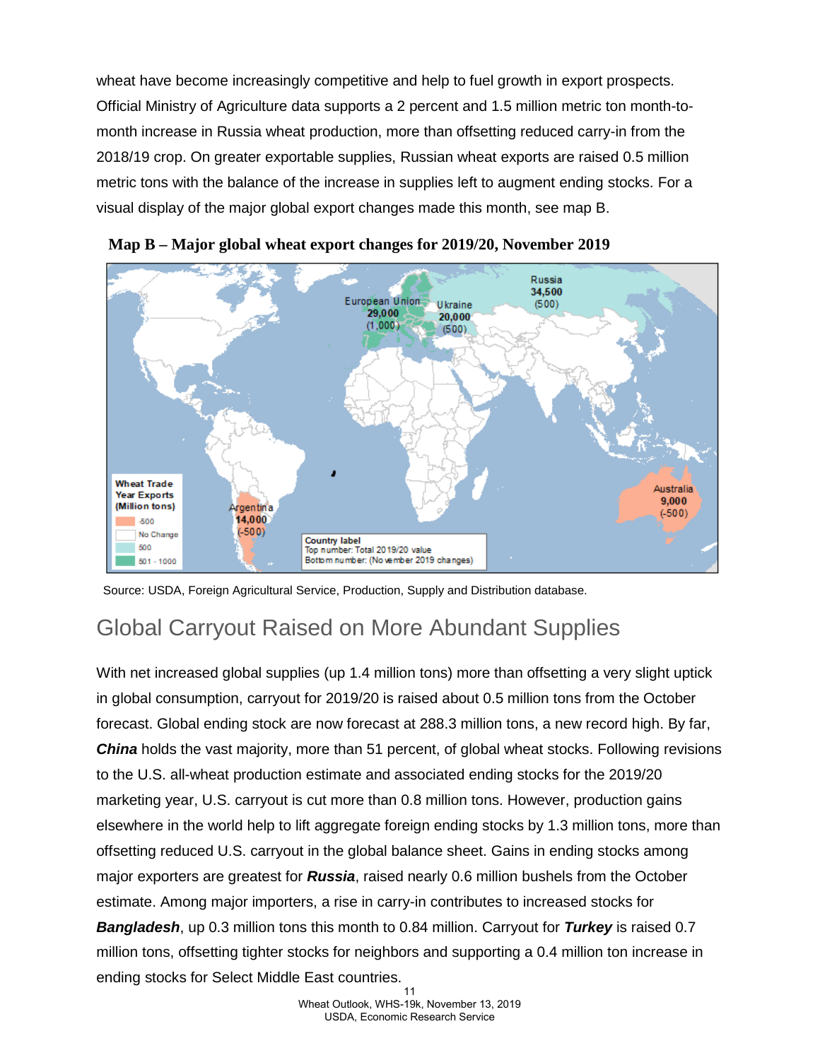wheat have become increasingly competitive and help to fuel growth in export prospects. Official Ministry of Agriculture data supports a 2 percent and 1.5 million metric ton month-to-month increase in Russia wheat production, more than offsetting reduced carry-in from the 2018/19 crop. On greater exportable supplies, Russian wheat exports are raised 0.5 million metric tons with the balance of the increase in supplies left to augment ending stocks. For a visual display of the major global export changes made this month, see map B.

**Map B – Major global wheat export changes for 2019/20, November 2019**

Source: USDA, Foreign Agricultural Service, Production, Supply and Distribution database.

## Global Carryout Raised on More Abundant Supplies

With net increased global supplies (up 1.4 million tons) more than offsetting a very slight uptick in global consumption, carryout for 2019/20 is raised about 0.5 million tons from the October forecast. Global ending stock are now forecast at 288.3 million tons, a new record high. By far, ***China*** holds the vast majority, more than 51 percent, of global wheat stocks. Following revisions to the U.S. all-wheat production estimate and associated ending stocks for the 2019/20 marketing year, U.S. carryout is cut more than 0.8 million tons. However, production gains elsewhere in the world help to lift aggregate foreign ending stocks by 1.3 million tons, more than offsetting reduced U.S. carryout in the global balance sheet. Gains in ending stocks among major exporters are greatest for ***Russia***, raised nearly 0.6 million bushels from the October estimate. Among major importers, a rise in carry-in contributes to increased stocks for ***Bangladesh***, up 0.3 million tons this month to 0.84 million. Carryout for ***Turkey*** is raised 0.7 million tons, offsetting tighter stocks for neighbors and supporting a 0.4 million ton increase in ending stocks for Select Middle East countries.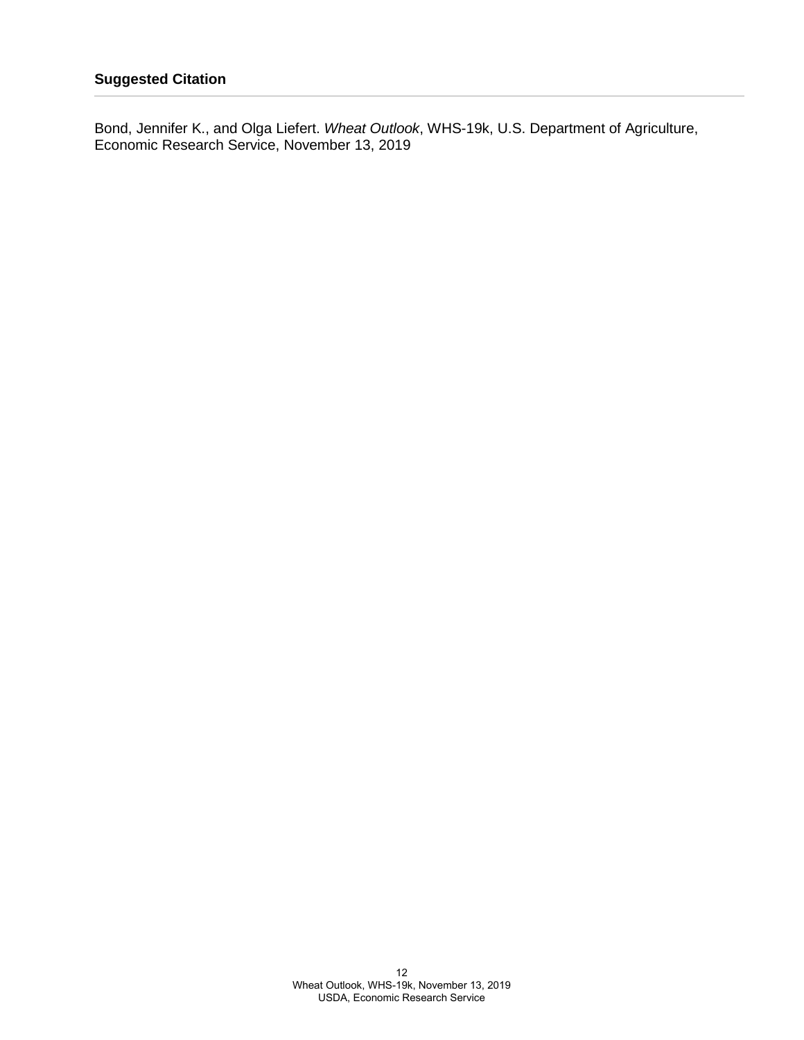### Suggested Citation

Bond, Jennifer K., and Olga Liefert. *Wheat Outlook*, WHS-19k, U.S. Department of Agriculture, Economic Research Service, November 13, 2019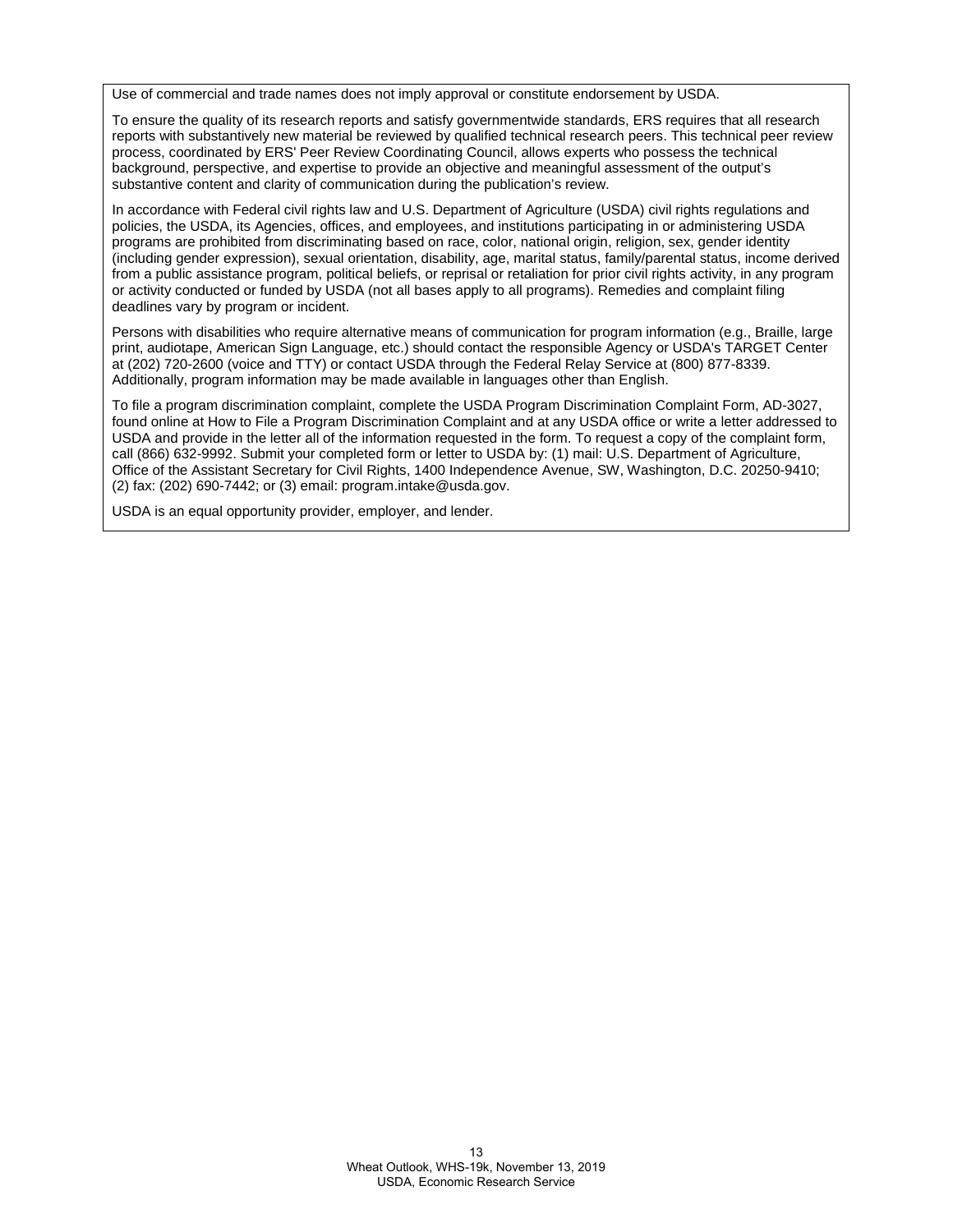Use of commercial and trade names does not imply approval or constitute endorsement by USDA.

To ensure the quality of its research reports and satisfy governmentwide standards, ERS requires that all research reports with substantively new material be reviewed by qualified technical research peers. This technical peer review process, coordinated by ERS' Peer Review Coordinating Council, allows experts who possess the technical background, perspective, and expertise to provide an objective and meaningful assessment of the output's substantive content and clarity of communication during the publication's review.

In accordance with Federal civil rights law and U.S. Department of Agriculture (USDA) civil rights regulations and policies, the USDA, its Agencies, offices, and employees, and institutions participating in or administering USDA programs are prohibited from discriminating based on race, color, national origin, religion, sex, gender identity (including gender expression), sexual orientation, disability, age, marital status, family/parental status, income derived from a public assistance program, political beliefs, or reprisal or retaliation for prior civil rights activity, in any program or activity conducted or funded by USDA (not all bases apply to all programs). Remedies and complaint filing deadlines vary by program or incident.

Persons with disabilities who require alternative means of communication for program information (e.g., Braille, large print, audiotape, American Sign Language, etc.) should contact the responsible Agency or USDA's TARGET Center at (202) 720-2600 (voice and TTY) or contact USDA through the Federal Relay Service at (800) 877-8339. Additionally, program information may be made available in languages other than English.

To file a program discrimination complaint, complete the USDA Program Discrimination Complaint Form, AD-3027, found online at How to File a Program Discrimination Complaint and at any USDA office or write a letter addressed to USDA and provide in the letter all of the information requested in the form. To request a copy of the complaint form, call (866) 632-9992. Submit your completed form or letter to USDA by: (1) mail: U.S. Department of Agriculture, Office of the Assistant Secretary for Civil Rights, 1400 Independence Avenue, SW, Washington, D.C. 20250-9410; (2) fax: (202) 690-7442; or (3) email: program.intake@usda.gov.

USDA is an equal opportunity provider, employer, and lender.